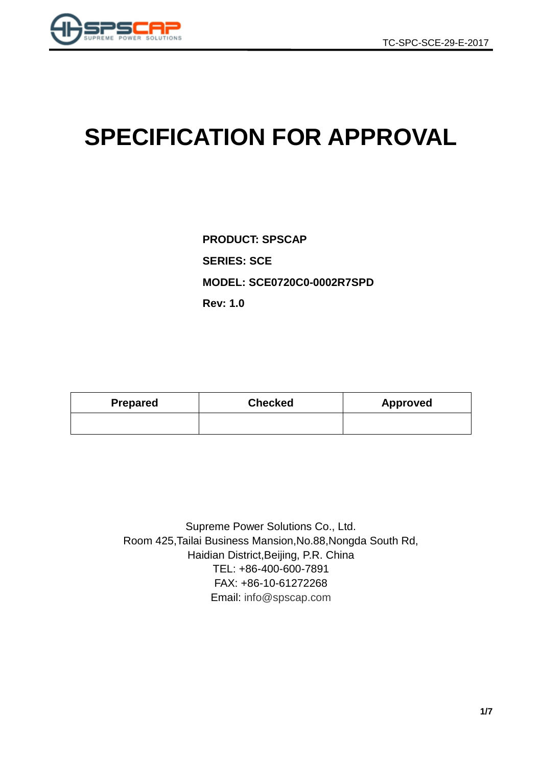# SPECIFICATION FOR APPROVAL

**PRODUCT: SPSCAP**

**SERIES: SCE**

**MODEL: SCE0720C0-0002R7SPD**

**Rev: 1.0**

| Prepared | Checked | Approved |
| --- | --- | --- |
| | | |

Supreme Power Solutions Co., Ltd.
Room 425,Tailai Business Mansion,No.88,Nongda South Rd,
Haidian District,Beijing, P.R. China
TEL: +86-400-600-7891
FAX: +86-10-61272268
Email: info@spscap.com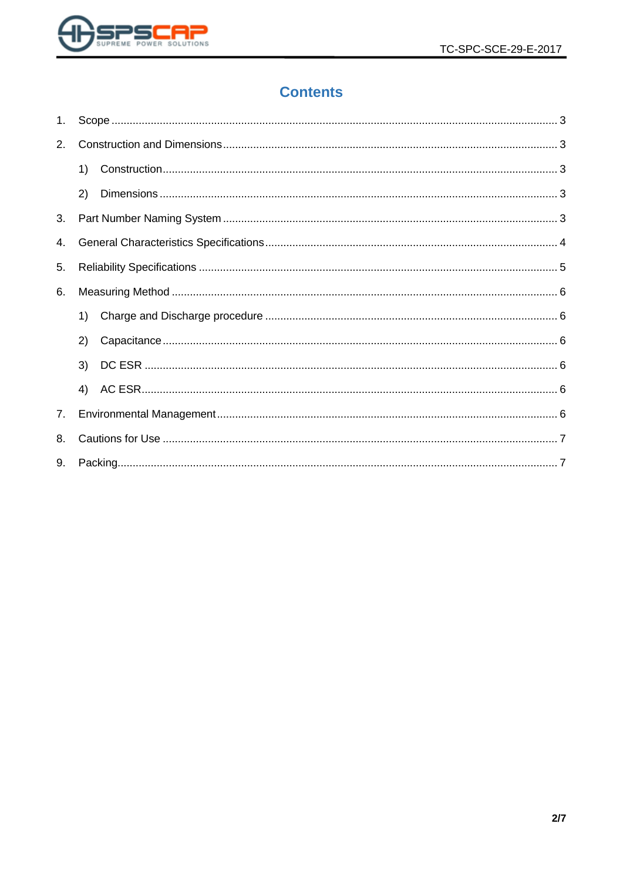# Contents

1. Scope ........................................................ 3
2. Construction and Dimensions ........................................................ 3
    1) Construction ........................................................ 3
    2) Dimensions ........................................................ 3
3. Part Number Naming System ........................................................ 3
4. General Characteristics Specifications ........................................................ 4
5. Reliability Specifications ........................................................ 5
6. Measuring Method ........................................................ 6
    1) Charge and Discharge procedure ........................................................ 6
    2) Capacitance ........................................................ 6
    3) DC ESR ........................................................ 6
    4) AC ESR ........................................................ 6
7. Environmental Management ........................................................ 6
8. Cautions for Use ........................................................ 7
9. Packing ........................................................ 7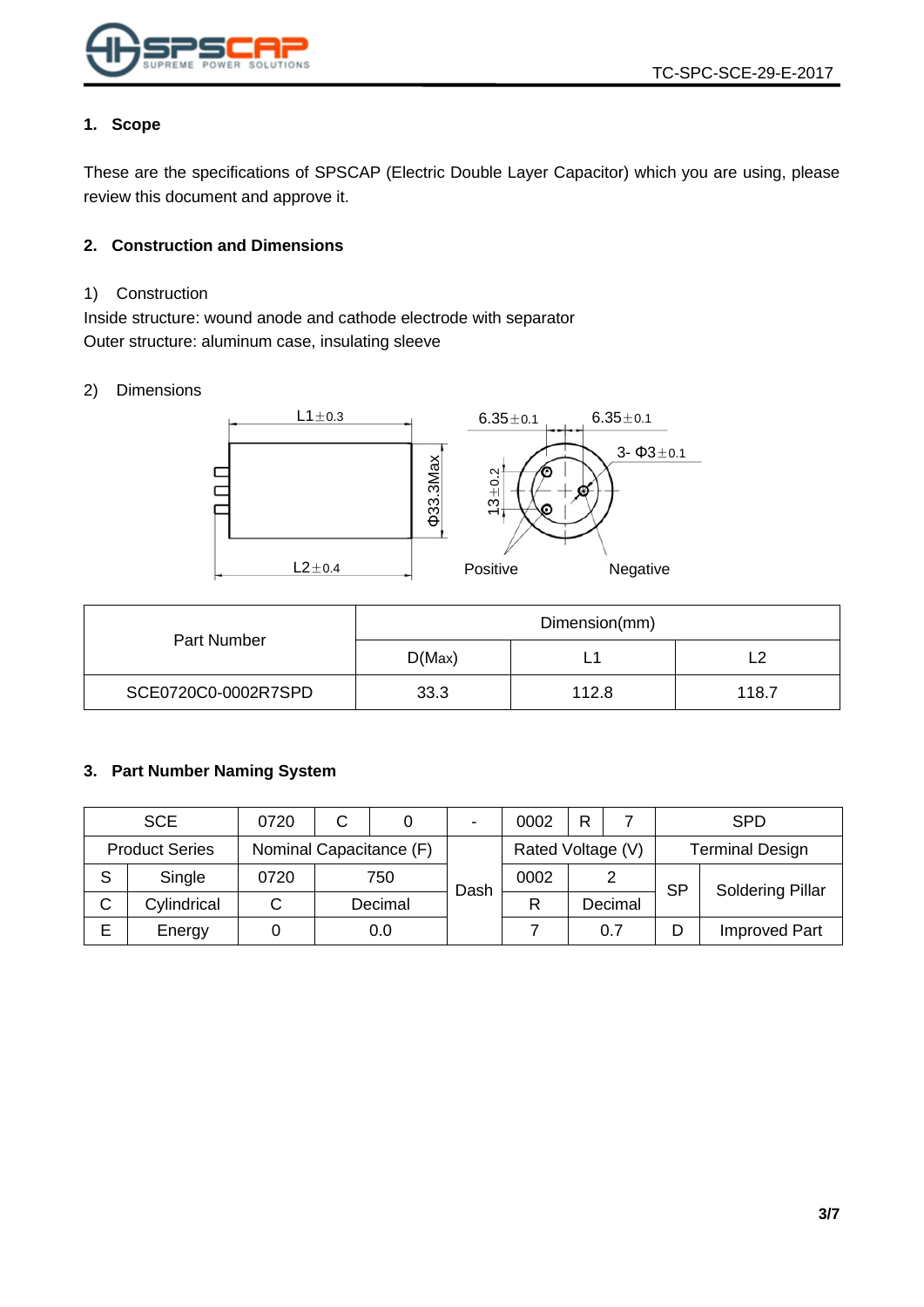## 1. Scope

These are the specifications of SPSCAP (Electric Double Layer Capacitor) which you are using, please review this document and approve it.

## 2. Construction and Dimensions

1) Construction

Inside structure: wound anode and cathode electrode with separator

Outer structure: aluminum case, insulating sleeve

2) Dimensions

L1±0.3 | 6.35±0.1 | 6.35±0.1 | 3- Φ3±0.1 | Φ33.3Max | 13±0.2 | L2±0.4 | Positive | Negative

| Part Number | Dimension(mm) | | |
|---|---|---|---|
| | D(Max) | L1 | L2 |
| SCE0720C0-0002R7SPD | 33.3 | 112.8 | 118.7 |

## 3. Part Number Naming System

| SCE | | 0720 | C | 0 | - | 0002 | R | 7 | SPD | |
|---|---|---|---|---|---|---|---|---|---|---|
| Product Series | | Nominal Capacitance (F) | | | Dash | Rated Voltage (V) | | | Terminal Design | |
| S | Single | 0720 | 750 | | | 0002 | 2 | | SP | Soldering Pillar |
| C | Cylindrical | C | Decimal | | | R | Decimal | | | |
| E | Energy | 0 | 0.0 | | | 7 | 0.7 | | D | Improved Part |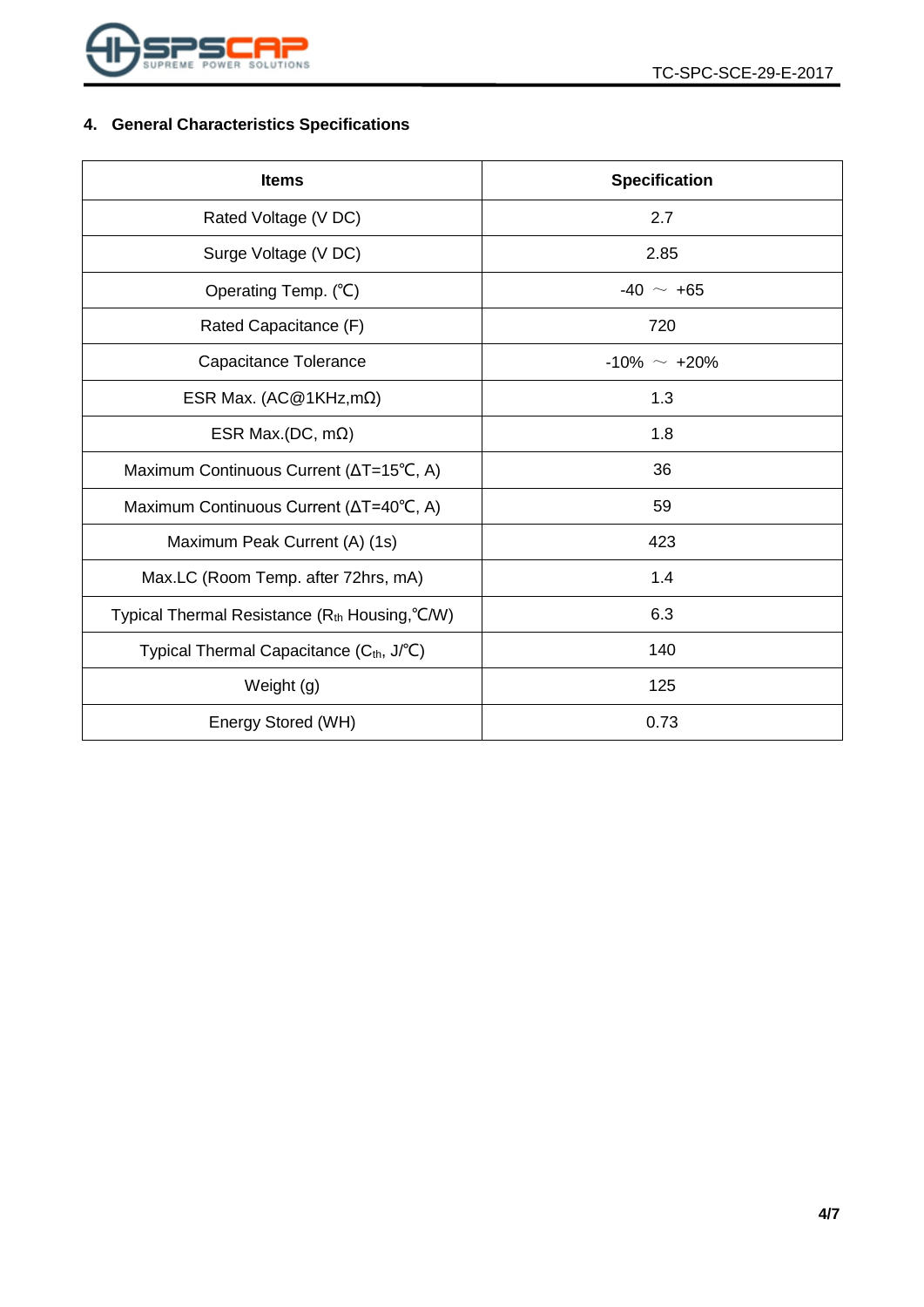## 4. General Characteristics Specifications

| Items | Specification |
|---|---|
| Rated Voltage (V DC) | 2.7 |
| Surge Voltage (V DC) | 2.85 |
| Operating Temp. (℃) | -40 ～ +65 |
| Rated Capacitance (F) | 720 |
| Capacitance Tolerance | -10% ～ +20% |
| ESR Max. (AC@1KHz,mΩ) | 1.3 |
| ESR Max.(DC, mΩ) | 1.8 |
| Maximum Continuous Current (ΔT=15℃, A) | 36 |
| Maximum Continuous Current (ΔT=40℃, A) | 59 |
| Maximum Peak Current (A) (1s) | 423 |
| Max.LC (Room Temp. after 72hrs, mA) | 1.4 |
| Typical Thermal Resistance ($R_{th}$ Housing,℃/W) | 6.3 |
| Typical Thermal Capacitance ($C_{th}$, J/℃) | 140 |
| Weight (g) | 125 |
| Energy Stored (WH) | 0.73 |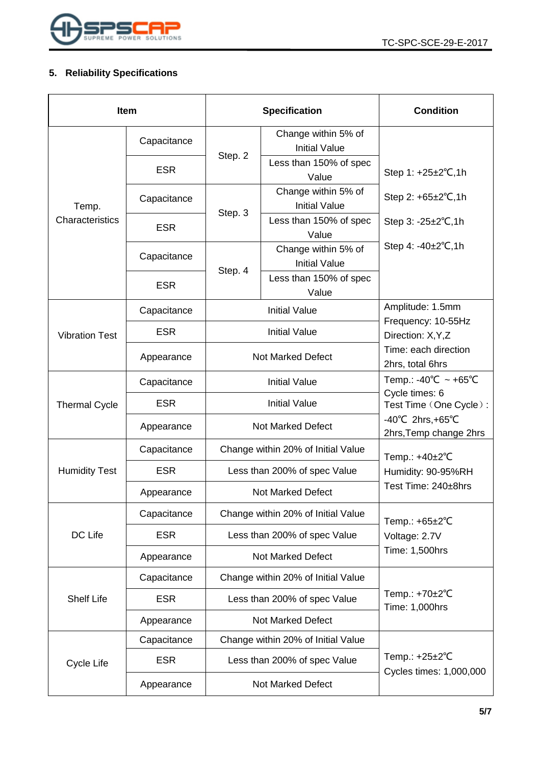### 5. Reliability Specifications

| Item | | Specification | | Condition |
|---|---|---|---|---|
| Temp. Characteristics | Capacitance | Step. 2 | Change within 5% of Initial Value | Step 1: +25±2℃,1h<br>Step 2: +65±2℃,1h<br>Step 3: -25±2℃,1h<br>Step 4: -40±2℃,1h |
| | ESR | | Less than 150% of spec Value | |
| | Capacitance | Step. 3 | Change within 5% of Initial Value | |
| | ESR | | Less than 150% of spec Value | |
| | Capacitance | Step. 4 | Change within 5% of Initial Value | |
| | ESR | | Less than 150% of spec Value | |
| Vibration Test | Capacitance | Initial Value | | Amplitude: 1.5mm<br>Frequency: 10-55Hz<br>Direction: X,Y,Z<br>Time: each direction 2hrs, total 6hrs |
| | ESR | Initial Value | | |
| | Appearance | Not Marked Defect | | |
| Thermal Cycle | Capacitance | Initial Value | | Temp.: -40℃ ~ +65℃<br>Cycle times: 6<br>Test Time（One Cycle）: -40℃ 2hrs,+65℃ 2hrs,Temp change 2hrs |
| | ESR | Initial Value | | |
| | Appearance | Not Marked Defect | | |
| Humidity Test | Capacitance | Change within 20% of Initial Value | | Temp.: +40±2℃<br>Humidity: 90-95%RH<br>Test Time: 240±8hrs |
| | ESR | Less than 200% of spec Value | | |
| | Appearance | Not Marked Defect | | |
| DC Life | Capacitance | Change within 20% of Initial Value | | Temp.: +65±2℃<br>Voltage: 2.7V<br>Time: 1,500hrs |
| | ESR | Less than 200% of spec Value | | |
| | Appearance | Not Marked Defect | | |
| Shelf Life | Capacitance | Change within 20% of Initial Value | | Temp.: +70±2℃<br>Time: 1,000hrs |
| | ESR | Less than 200% of spec Value | | |
| | Appearance | Not Marked Defect | | |
| Cycle Life | Capacitance | Change within 20% of Initial Value | | Temp.: +25±2℃<br>Cycles times: 1,000,000 |
| | ESR | Less than 200% of spec Value | | |
| | Appearance | Not Marked Defect | | |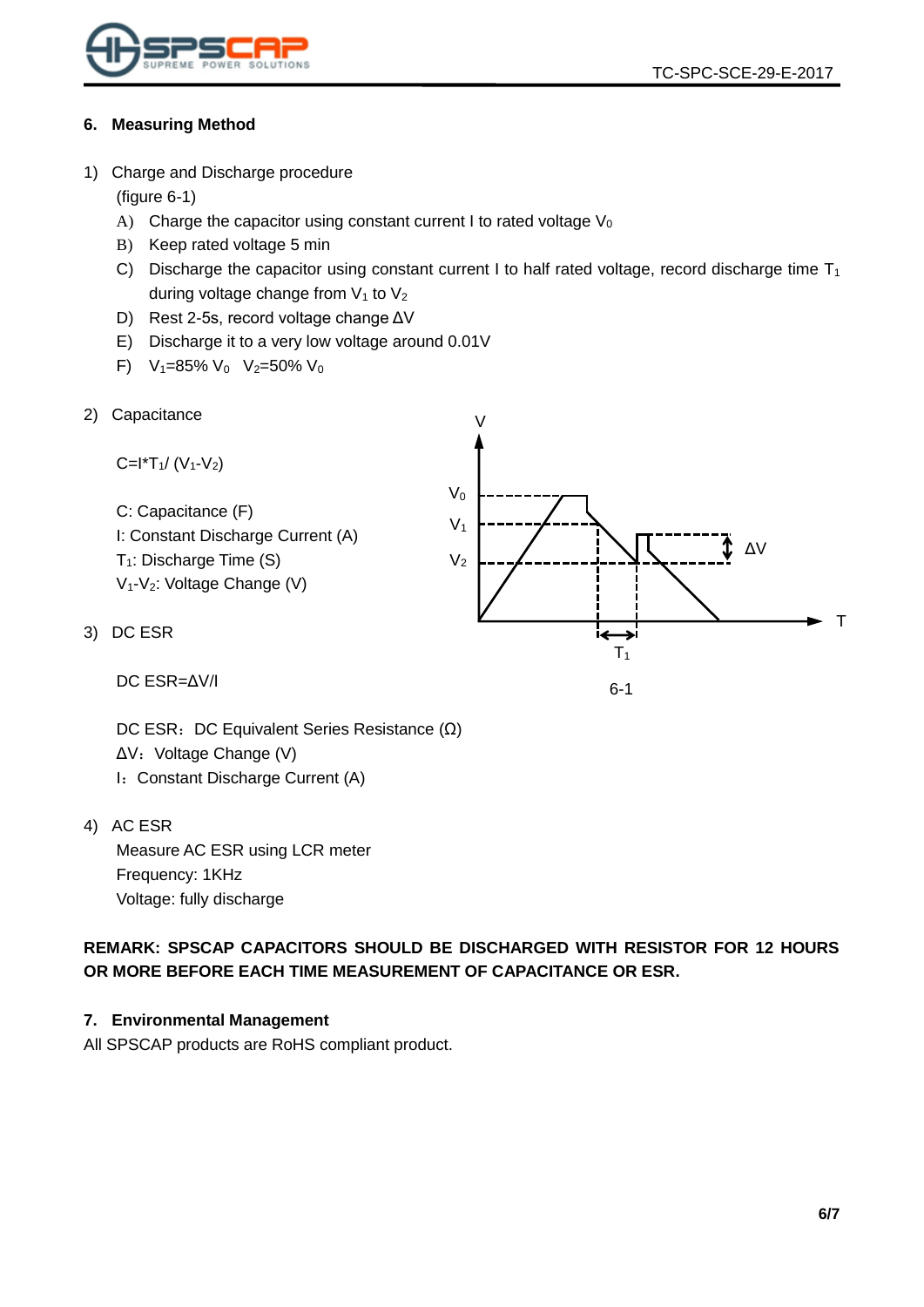## 6. Measuring Method

1) Charge and Discharge procedure

   (figure 6-1)

   A) Charge the capacitor using constant current I to rated voltage $V_0$
   B) Keep rated voltage 5 min
   C) Discharge the capacitor using constant current I to half rated voltage, record discharge time $T_1$ during voltage change from $V_1$ to $V_2$
   D) Rest 2-5s, record voltage change ΔV
   E) Discharge it to a very low voltage around 0.01V
   F) $V_1$=85% $V_0$  $V_2$=50% $V_0$

2) Capacitance

   $C=I*T_1/(V_1-V_2)$

   C: Capacitance (F)
   I: Constant Discharge Current (A)
   $T_1$: Discharge Time (S)
   $V_1$-$V_2$: Voltage Change (V)

3) DC ESR

   DC ESR=ΔV/I

   DC ESR：DC Equivalent Series Resistance (Ω)
   ΔV：Voltage Change (V)
   I：Constant Discharge Current (A)

6-1

4) AC ESR

   Measure AC ESR using LCR meter
   Frequency: 1KHz
   Voltage: fully discharge

**REMARK: SPSCAP CAPACITORS SHOULD BE DISCHARGED WITH RESISTOR FOR 12 HOURS OR MORE BEFORE EACH TIME MEASUREMENT OF CAPACITANCE OR ESR.**

## 7. Environmental Management

All SPSCAP products are RoHS compliant product.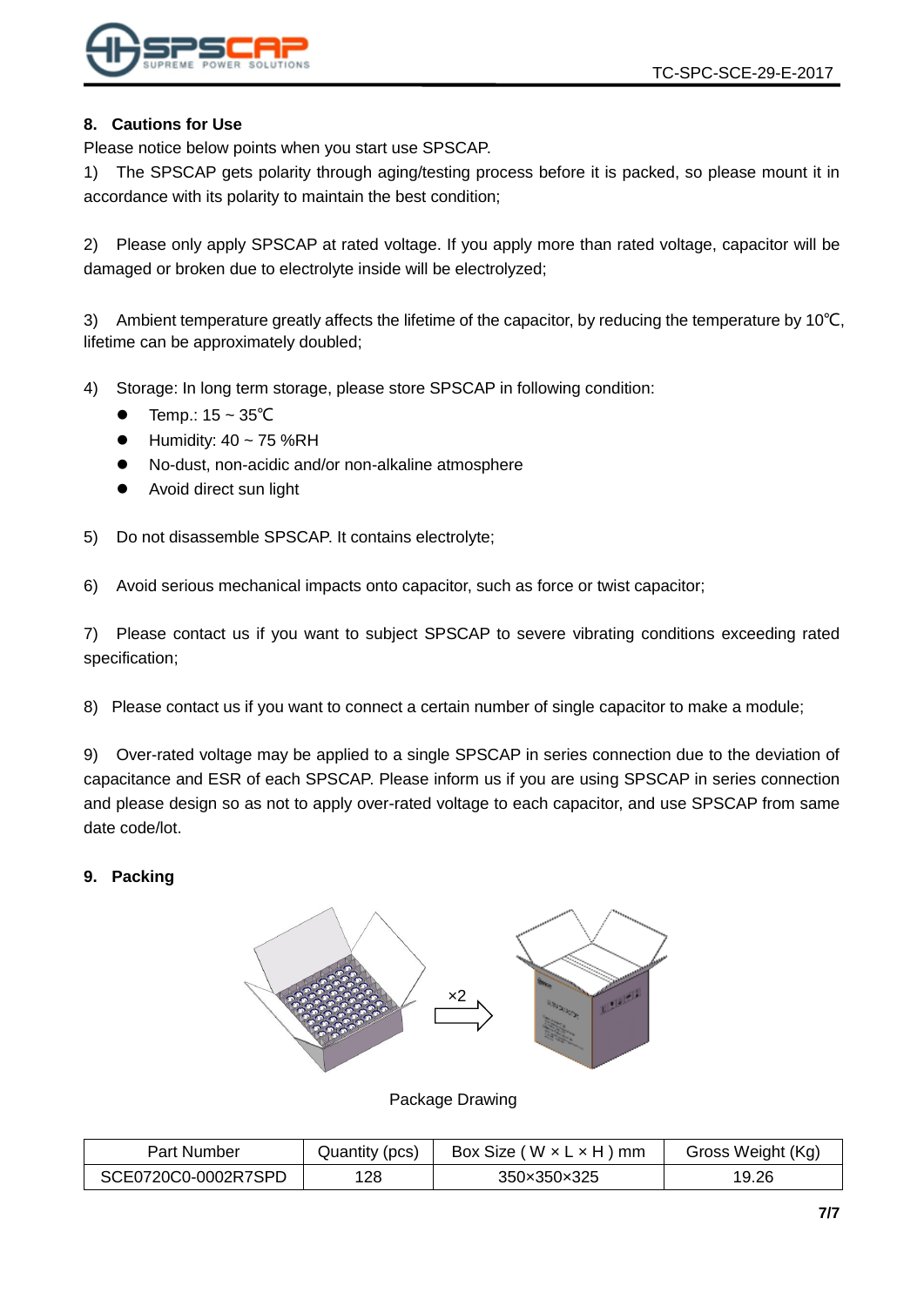## 8. Cautions for Use

Please notice below points when you start use SPSCAP.

1) The SPSCAP gets polarity through aging/testing process before it is packed, so please mount it in accordance with its polarity to maintain the best condition;

2) Please only apply SPSCAP at rated voltage. If you apply more than rated voltage, capacitor will be damaged or broken due to electrolyte inside will be electrolyzed;

3) Ambient temperature greatly affects the lifetime of the capacitor, by reducing the temperature by 10℃, lifetime can be approximately doubled;

4) Storage: In long term storage, please store SPSCAP in following condition:

- Temp.: 15 ~ 35℃
- Humidity: 40 ~ 75 %RH
- No-dust, non-acidic and/or non-alkaline atmosphere
- Avoid direct sun light

5) Do not disassemble SPSCAP. It contains electrolyte;

6) Avoid serious mechanical impacts onto capacitor, such as force or twist capacitor;

7) Please contact us if you want to subject SPSCAP to severe vibrating conditions exceeding rated specification;

8) Please contact us if you want to connect a certain number of single capacitor to make a module;

9) Over-rated voltage may be applied to a single SPSCAP in series connection due to the deviation of capacitance and ESR of each SPSCAP. Please inform us if you are using SPSCAP in series connection and please design so as not to apply over-rated voltage to each capacitor, and use SPSCAP from same date code/lot.

## 9. Packing

×2

Package Drawing

| Part Number | Quantity (pcs) | Box Size ( W × L × H ) mm | Gross Weight (Kg) |
|---|---|---|---|
| SCE0720C0-0002R7SPD | 128 | 350×350×325 | 19.26 |